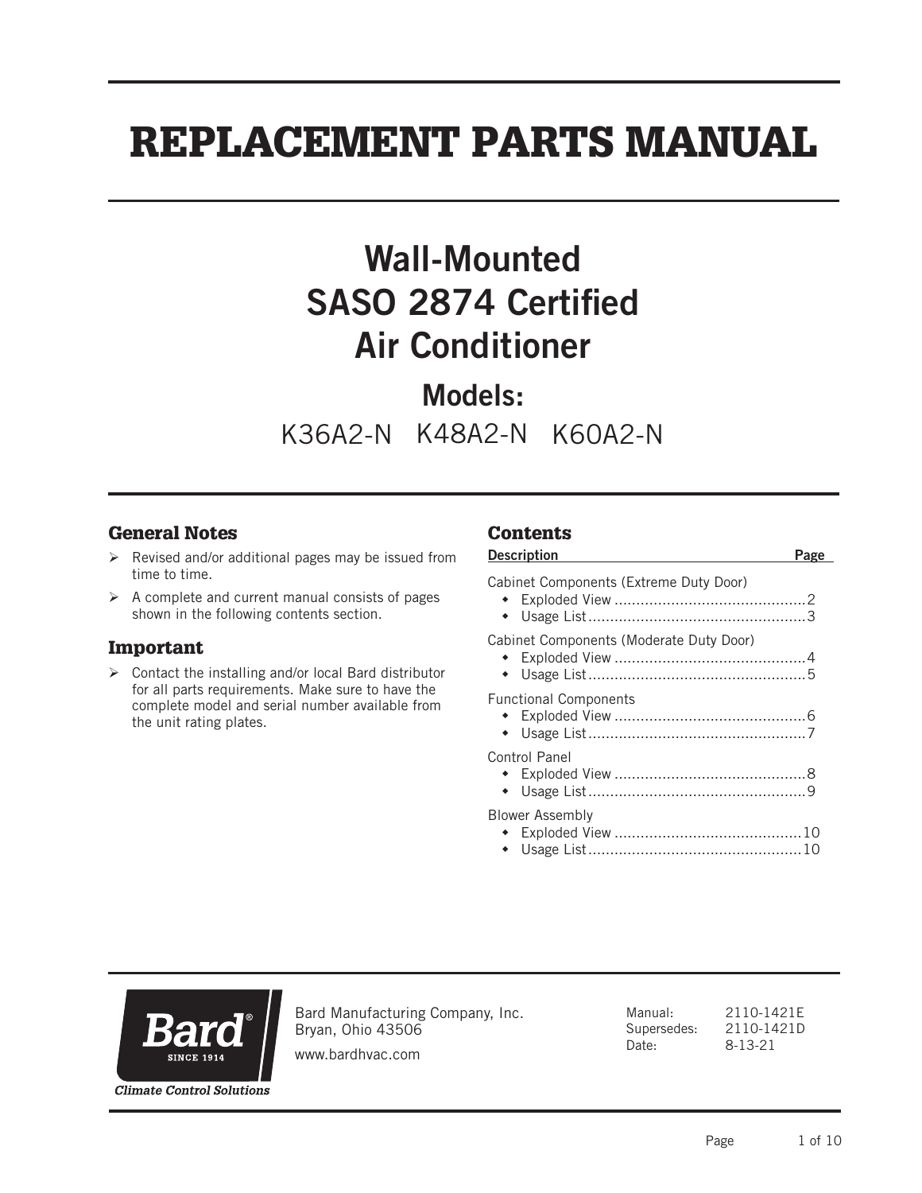# REPLACEMENT PARTS MANUAL

## Wall-Mounted
## SASO 2874 Certified
## Air Conditioner

### Models:

K36A2-N K48A2-N K60A2-N

### General Notes

- Revised and/or additional pages may be issued from time to time.
- A complete and current manual consists of pages shown in the following contents section.

### Important

- Contact the installing and/or local Bard distributor for all parts requirements. Make sure to have the complete model and serial number available from the unit rating plates.

### Contents

| Description | Page |
|---|---|
| **Cabinet Components (Extreme Duty Door)** | |
| • Exploded View | 2 |
| • Usage List | 3 |
| **Cabinet Components (Moderate Duty Door)** | |
| • Exploded View | 4 |
| • Usage List | 5 |
| **Functional Components** | |
| • Exploded View | 6 |
| • Usage List | 7 |
| **Control Panel** | |
| • Exploded View | 8 |
| • Usage List | 9 |
| **Blower Assembly** | |
| • Exploded View | 10 |
| • Usage List | 10 |

Bard Manufacturing Company, Inc.
Bryan, Ohio 43506

www.bardhvac.com

Bard SINCE 1914
*Climate Control Solutions*

| | |
|---|---|
| Manual: | 2110-1421E |
| Supersedes: | 2110-1421D |
| Date: | 8-13-21 |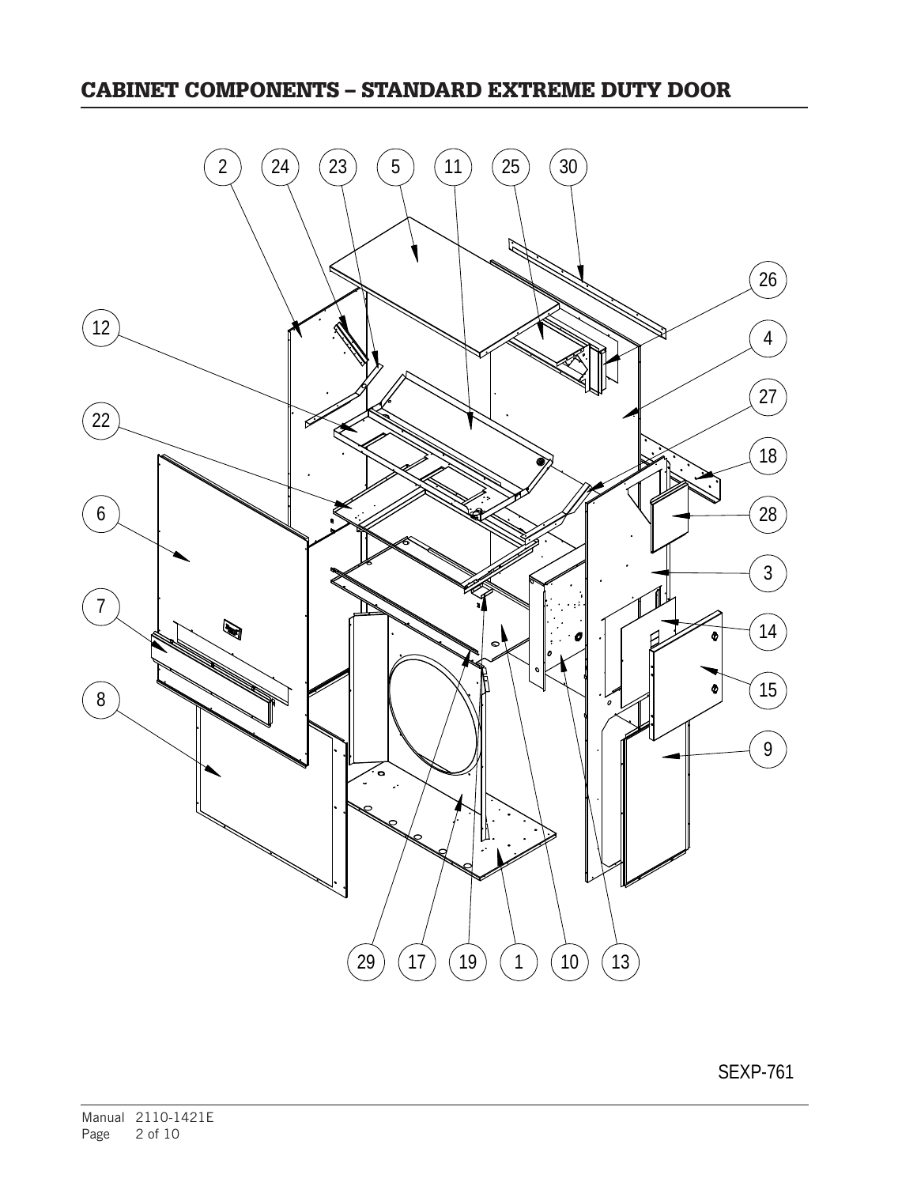## CABINET COMPONENTS – STANDARD EXTREME DUTY DOOR

2 24 23 5 11 25 30

26
12
4
27
22
18
6
28
3
7
14
15
8
9

29 17 19 1 10 13

SEXP-761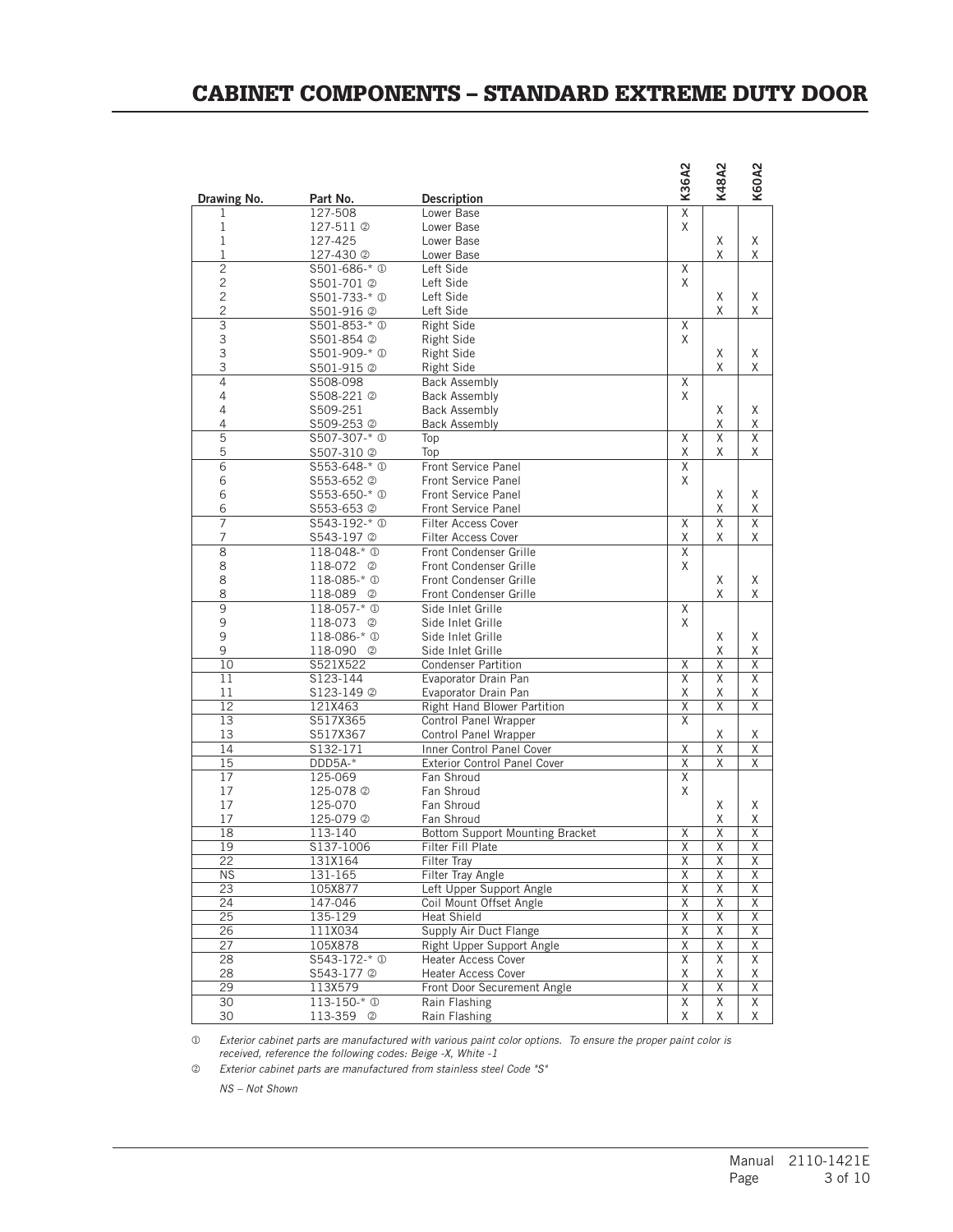# CABINET COMPONENTS – STANDARD EXTREME DUTY DOOR

| Drawing No. | Part No. | Description | K36A2 | K48A2 | K60A2 |
|---|---|---|---|---|---|
| 1 | 127-508 | Lower Base | X | | |
| 1 | 127-511 ② | Lower Base | X | | |
| 1 | 127-425 | Lower Base | | X | X |
| 1 | 127-430 ② | Lower Base | | X | X |
| 2 | S501-686-* ① | Left Side | X | | |
| 2 | S501-701 ② | Left Side | X | | |
| 2 | S501-733-* ① | Left Side | | X | X |
| 2 | S501-916 ② | Left Side | | X | X |
| 3 | S501-853-* ① | Right Side | X | | |
| 3 | S501-854 ② | Right Side | X | | |
| 3 | S501-909-* ① | Right Side | | X | X |
| 3 | S501-915 ② | Right Side | | X | X |
| 4 | S508-098 | Back Assembly | X | | |
| 4 | S508-221 ② | Back Assembly | X | | |
| 4 | S509-251 | Back Assembly | | X | X |
| 4 | S509-253 ② | Back Assembly | | X | X |
| 5 | S507-307-* ① | Top | X | X | X |
| 5 | S507-310 ② | Top | X | X | X |
| 6 | S553-648-* ① | Front Service Panel | X | | |
| 6 | S553-652 ② | Front Service Panel | X | | |
| 6 | S553-650-* ① | Front Service Panel | | X | X |
| 6 | S553-653 ② | Front Service Panel | | X | X |
| 7 | S543-192-* ① | Filter Access Cover | X | X | X |
| 7 | S543-197 ② | Filter Access Cover | X | X | X |
| 8 | 118-048-* ① | Front Condenser Grille | X | | |
| 8 | 118-072 ② | Front Condenser Grille | X | | |
| 8 | 118-085-* ① | Front Condenser Grille | | X | X |
| 8 | 118-089 ② | Front Condenser Grille | | X | X |
| 9 | 118-057-* ① | Side Inlet Grille | X | | |
| 9 | 118-073 ② | Side Inlet Grille | X | | |
| 9 | 118-086-* ① | Side Inlet Grille | | X | X |
| 9 | 118-090 ② | Side Inlet Grille | | X | X |
| 10 | S521X522 | Condenser Partition | X | X | X |
| 11 | S123-144 | Evaporator Drain Pan | X | X | X |
| 11 | S123-149 ② | Evaporator Drain Pan | X | X | X |
| 12 | 121X463 | Right Hand Blower Partition | X | X | X |
| 13 | S517X365 | Control Panel Wrapper | X | | |
| 13 | S517X367 | Control Panel Wrapper | | X | X |
| 14 | S132-171 | Inner Control Panel Cover | X | X | X |
| 15 | DDD5A-* | Exterior Control Panel Cover | X | X | X |
| 17 | 125-069 | Fan Shroud | X | | |
| 17 | 125-078 ② | Fan Shroud | X | | |
| 17 | 125-070 | Fan Shroud | | X | X |
| 17 | 125-079 ② | Fan Shroud | | X | X |
| 18 | 113-140 | Bottom Support Mounting Bracket | X | X | X |
| 19 | S137-1006 | Filter Fill Plate | X | X | X |
| 22 | 131X164 | Filter Tray | X | X | X |
| NS | 131-165 | Filter Tray Angle | X | X | X |
| 23 | 105X877 | Left Upper Support Angle | X | X | X |
| 24 | 147-046 | Coil Mount Offset Angle | X | X | X |
| 25 | 135-129 | Heat Shield | X | X | X |
| 26 | 111X034 | Supply Air Duct Flange | X | X | X |
| 27 | 105X878 | Right Upper Support Angle | X | X | X |
| 28 | S543-172-* ① | Heater Access Cover | X | X | X |
| 28 | S543-177 ② | Heater Access Cover | X | X | X |
| 29 | 113X579 | Front Door Securement Angle | X | X | X |
| 30 | 113-150-* ① | Rain Flashing | X | X | X |
| 30 | 113-359 ② | Rain Flashing | X | X | X |

① *Exterior cabinet parts are manufactured with various paint color options. To ensure the proper paint color is received, reference the following codes: Beige -X, White -1*

② *Exterior cabinet parts are manufactured from stainless steel Code "S"*

*NS – Not Shown*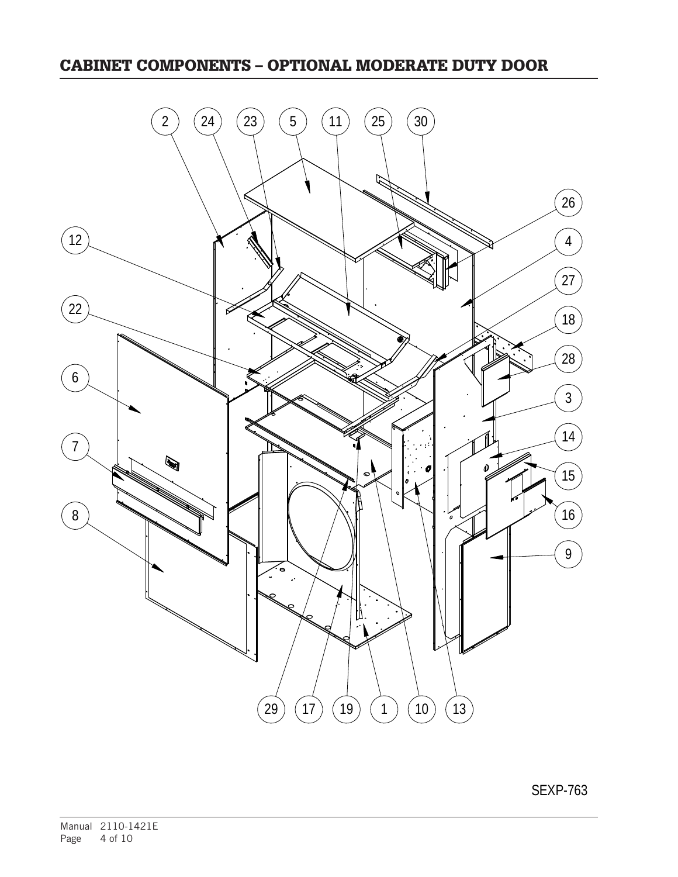## CABINET COMPONENTS – OPTIONAL MODERATE DUTY DOOR

2 24 23 5 11 25 30

26 12 4 27 22 18 28 6 3 14 7 15 16 8 9

29 17 19 1 10 13

SEXP-763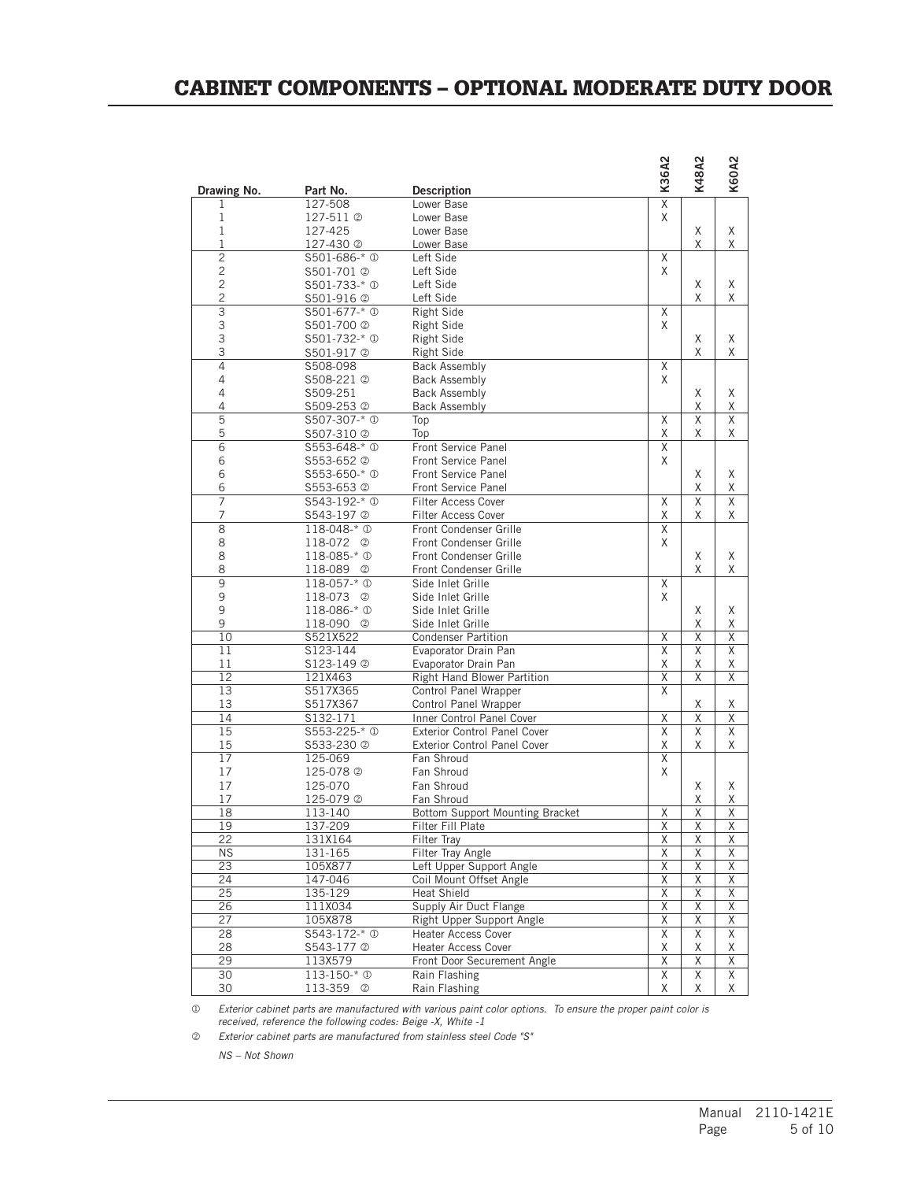# CABINET COMPONENTS – OPTIONAL MODERATE DUTY DOOR

| Drawing No. | Part No. | Description | K36A2 | K48A2 | K60A2 |
|---|---|---|---|---|---|
| 1 | 127-508 | Lower Base | X | | |
| 1 | 127-511 ② | Lower Base | X | | |
| 1 | 127-425 | Lower Base | | X | X |
| 1 | 127-430 ② | Lower Base | | X | X |
| 2 | S501-686-* ① | Left Side | X | | |
| 2 | S501-701 ② | Left Side | X | | |
| 2 | S501-733-* ① | Left Side | | X | X |
| 2 | S501-916 ② | Left Side | | X | X |
| 3 | S501-677-* ① | Right Side | X | | |
| 3 | S501-700 ② | Right Side | X | | |
| 3 | S501-732-* ① | Right Side | | X | X |
| 3 | S501-917 ② | Right Side | | X | X |
| 4 | S508-098 | Back Assembly | X | | |
| 4 | S508-221 ② | Back Assembly | X | | |
| 4 | S509-251 | Back Assembly | | X | X |
| 4 | S509-253 ② | Back Assembly | | X | X |
| 5 | S507-307-* ① | Top | X | X | X |
| 5 | S507-310 ② | Top | X | X | X |
| 6 | S553-648-* ① | Front Service Panel | X | | |
| 6 | S553-652 ② | Front Service Panel | X | | |
| 6 | S553-650-* ① | Front Service Panel | | X | X |
| 6 | S553-653 ② | Front Service Panel | | X | X |
| 7 | S543-192-* ① | Filter Access Cover | X | X | X |
| 7 | S543-197 ② | Filter Access Cover | X | X | X |
| 8 | 118-048-* ① | Front Condenser Grille | X | | |
| 8 | 118-072 ② | Front Condenser Grille | X | | |
| 8 | 118-085-* ① | Front Condenser Grille | | X | X |
| 8 | 118-089 ② | Front Condenser Grille | | X | X |
| 9 | 118-057-* ① | Side Inlet Grille | X | | |
| 9 | 118-073 ② | Side Inlet Grille | X | | |
| 9 | 118-086-* ① | Side Inlet Grille | | X | X |
| 9 | 118-090 ② | Side Inlet Grille | | X | X |
| 10 | S521X522 | Condenser Partition | X | X | X |
| 11 | S123-144 | Evaporator Drain Pan | X | X | X |
| 11 | S123-149 ② | Evaporator Drain Pan | X | X | X |
| 12 | 121X463 | Right Hand Blower Partition | X | X | X |
| 13 | S517X365 | Control Panel Wrapper | X | | |
| 13 | S517X367 | Control Panel Wrapper | | X | X |
| 14 | S132-171 | Inner Control Panel Cover | X | X | X |
| 15 | S553-225-* ① | Exterior Control Panel Cover | X | X | X |
| 15 | S533-230 ② | Exterior Control Panel Cover | X | X | X |
| 17 | 125-069 | Fan Shroud | X | | |
| 17 | 125-078 ② | Fan Shroud | X | | |
| 17 | 125-070 | Fan Shroud | | X | X |
| 17 | 125-079 ② | Fan Shroud | | X | X |
| 18 | 113-140 | Bottom Support Mounting Bracket | X | X | X |
| 19 | 137-209 | Filter Fill Plate | X | X | X |
| 22 | 131X164 | Filter Tray | X | X | X |
| NS | 131-165 | Filter Tray Angle | X | X | X |
| 23 | 105X877 | Left Upper Support Angle | X | X | X |
| 24 | 147-046 | Coil Mount Offset Angle | X | X | X |
| 25 | 135-129 | Heat Shield | X | X | X |
| 26 | 111X034 | Supply Air Duct Flange | X | X | X |
| 27 | 105X878 | Right Upper Support Angle | X | X | X |
| 28 | S543-172-* ① | Heater Access Cover | X | X | X |
| 28 | S543-177 ② | Heater Access Cover | X | X | X |
| 29 | 113X579 | Front Door Securement Angle | X | X | X |
| 30 | 113-150-* ① | Rain Flashing | X | X | X |
| 30 | 113-359 ② | Rain Flashing | X | X | X |

① *Exterior cabinet parts are manufactured with various paint color options. To ensure the proper paint color is received, reference the following codes: Beige -X, White -1*

② *Exterior cabinet parts are manufactured from stainless steel Code "S"*

*NS – Not Shown*

Manual 2110-1421E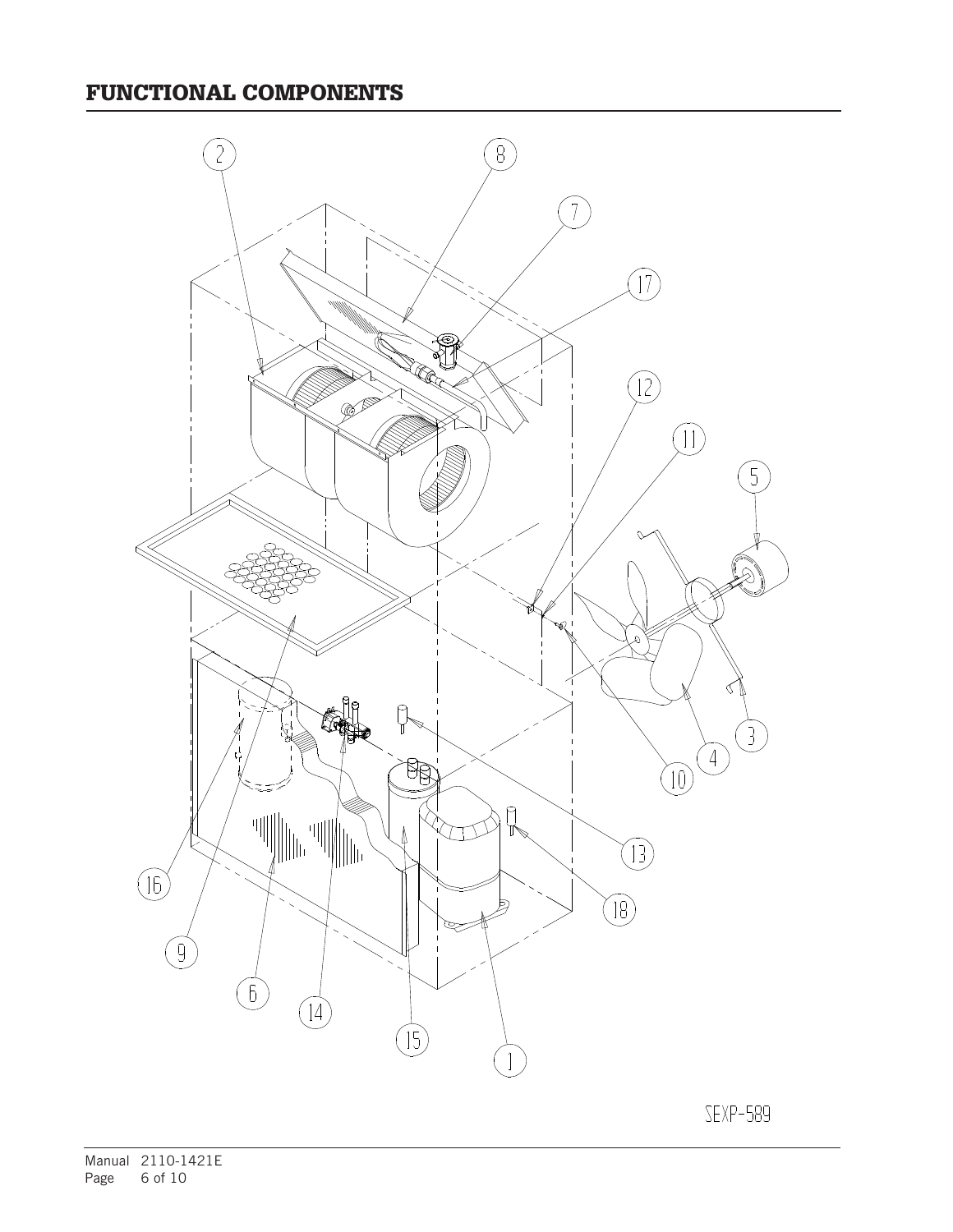# FUNCTIONAL COMPONENTS

2 8 7 17 12 11 5 3 4 10 13 18 1 15 14 6 9 16

SEXP-589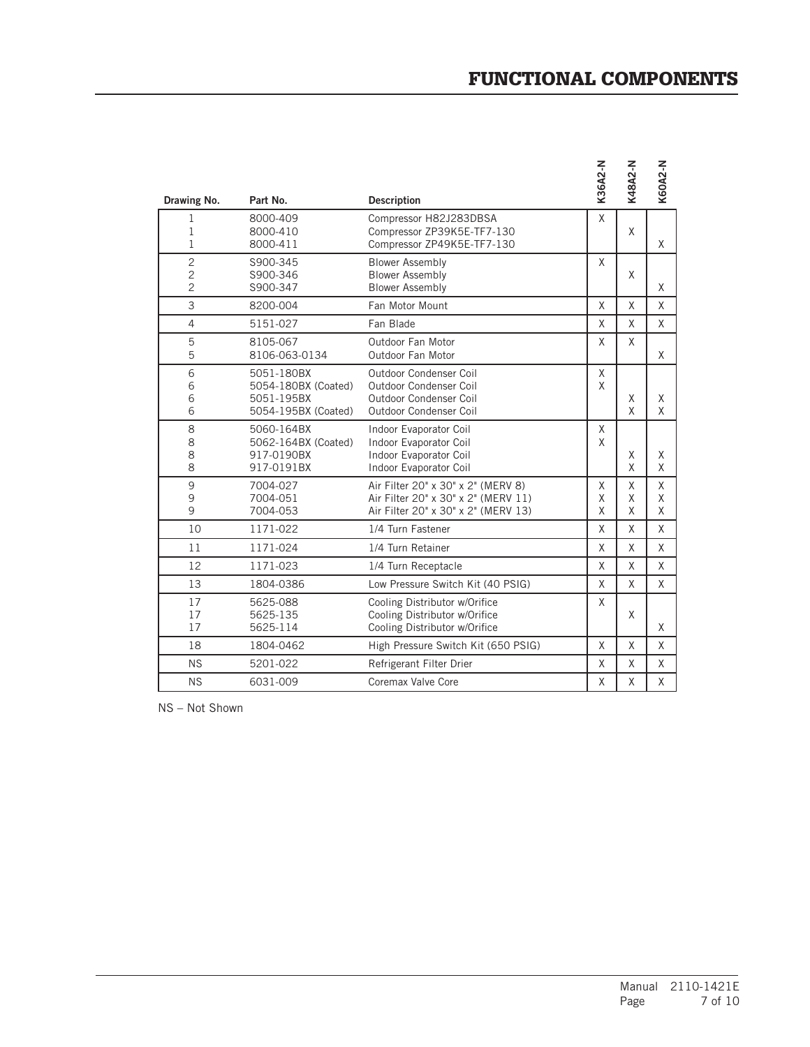# FUNCTIONAL COMPONENTS

| Drawing No. | Part No. | Description | K36A2-N | K48A2-N | K60A2-N |
|---|---|---|---|---|---|
| 1 | 8000-409 | Compressor H82J283DBSA | X | | |
| 1 | 8000-410 | Compressor ZP39K5E-TF7-130 | | X | |
| 1 | 8000-411 | Compressor ZP49K5E-TF7-130 | | | X |
| 2 | S900-345 | Blower Assembly | X | | |
| 2 | S900-346 | Blower Assembly | | X | |
| 2 | S900-347 | Blower Assembly | | | X |
| 3 | 8200-004 | Fan Motor Mount | X | X | X |
| 4 | 5151-027 | Fan Blade | X | X | X |
| 5 | 8105-067 | Outdoor Fan Motor | X | X | |
| 5 | 8106-063-0134 | Outdoor Fan Motor | | | X |
| 6 | 5051-180BX | Outdoor Condenser Coil | X | | |
| 6 | 5054-180BX (Coated) | Outdoor Condenser Coil | X | | |
| 6 | 5051-195BX | Outdoor Condenser Coil | | X | X |
| 6 | 5054-195BX (Coated) | Outdoor Condenser Coil | | X | X |
| 8 | 5060-164BX | Indoor Evaporator Coil | X | | |
| 8 | 5062-164BX (Coated) | Indoor Evaporator Coil | X | | |
| 8 | 917-0190BX | Indoor Evaporator Coil | | X | X |
| 8 | 917-0191BX | Indoor Evaporator Coil | | X | X |
| 9 | 7004-027 | Air Filter 20" x 30" x 2" (MERV 8) | X | X | X |
| 9 | 7004-051 | Air Filter 20" x 30" x 2" (MERV 11) | X | X | X |
| 9 | 7004-053 | Air Filter 20" x 30" x 2" (MERV 13) | X | X | X |
| 10 | 1171-022 | 1/4 Turn Fastener | X | X | X |
| 11 | 1171-024 | 1/4 Turn Retainer | X | X | X |
| 12 | 1171-023 | 1/4 Turn Receptacle | X | X | X |
| 13 | 1804-0386 | Low Pressure Switch Kit (40 PSIG) | X | X | X |
| 17 | 5625-088 | Cooling Distributor w/Orifice | X | | |
| 17 | 5625-135 | Cooling Distributor w/Orifice | | X | |
| 17 | 5625-114 | Cooling Distributor w/Orifice | | | X |
| 18 | 1804-0462 | High Pressure Switch Kit (650 PSIG) | X | X | X |
| NS | 5201-022 | Refrigerant Filter Drier | X | X | X |
| NS | 6031-009 | Coremax Valve Core | X | X | X |

NS – Not Shown

Manual 2110-1421E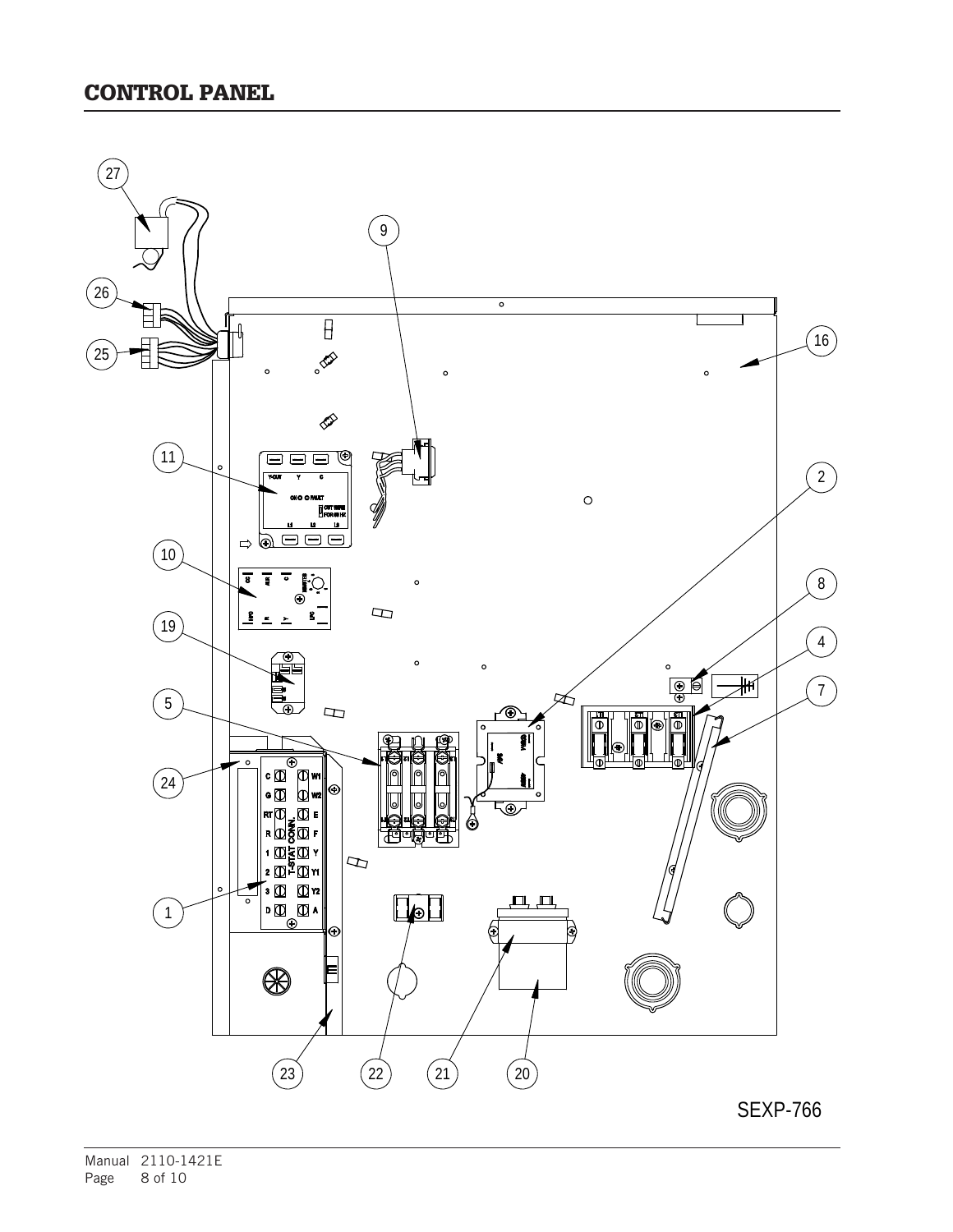# CONTROL PANEL

SEXP-766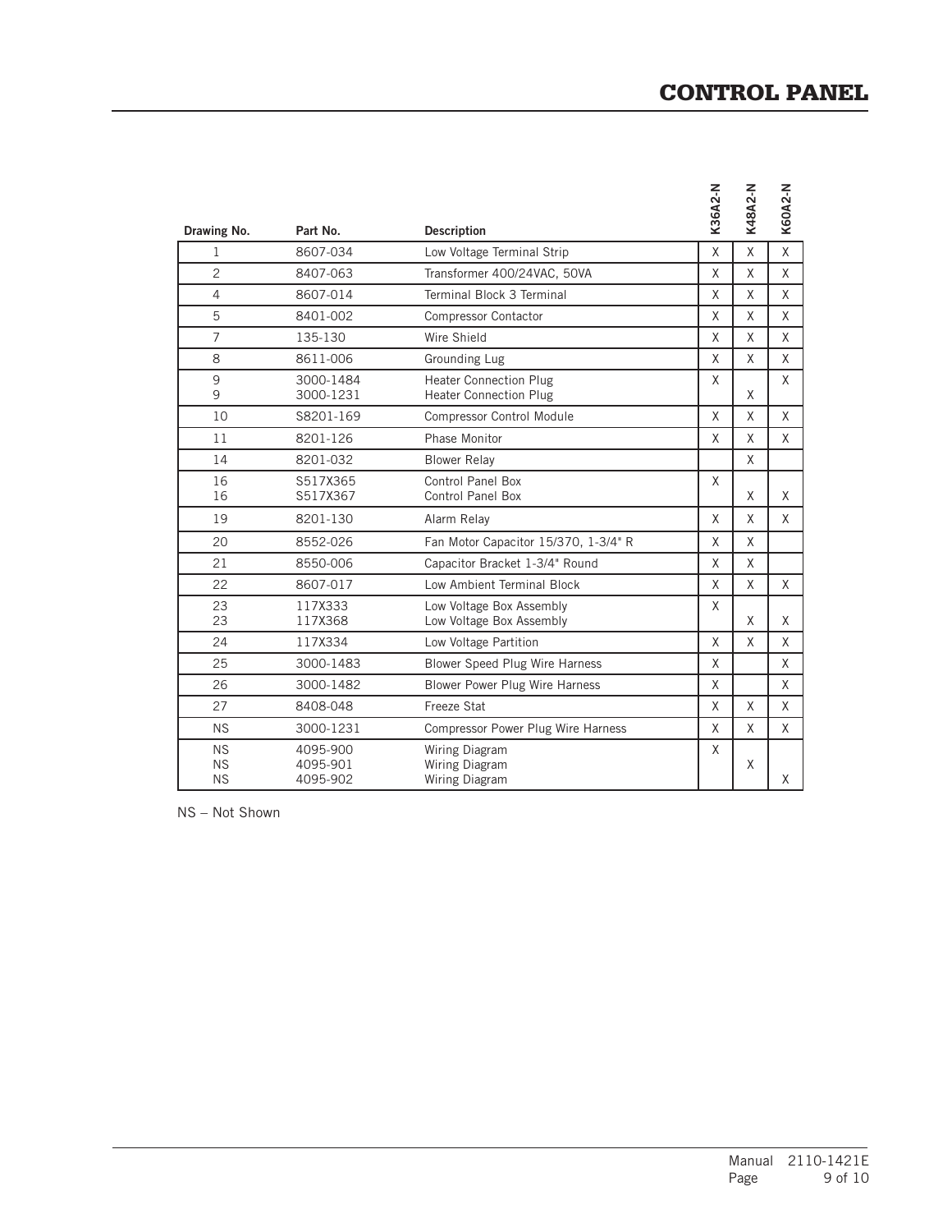# CONTROL PANEL

| Drawing No. | Part No. | Description | K36A2-N | K48A2-N | K60A2-N |
|---|---|---|---|---|---|
| 1 | 8607-034 | Low Voltage Terminal Strip | X | X | X |
| 2 | 8407-063 | Transformer 400/24VAC, 50VA | X | X | X |
| 4 | 8607-014 | Terminal Block 3 Terminal | X | X | X |
| 5 | 8401-002 | Compressor Contactor | X | X | X |
| 7 | 135-130 | Wire Shield | X | X | X |
| 8 | 8611-006 | Grounding Lug | X | X | X |
| 9 | 3000-1484 | Heater Connection Plug | X | | X |
| 9 | 3000-1231 | Heater Connection Plug | | X | |
| 10 | S8201-169 | Compressor Control Module | X | X | X |
| 11 | 8201-126 | Phase Monitor | X | X | X |
| 14 | 8201-032 | Blower Relay | | X | |
| 16 | S517X365 | Control Panel Box | X | | |
| 16 | S517X367 | Control Panel Box | | X | X |
| 19 | 8201-130 | Alarm Relay | X | X | X |
| 20 | 8552-026 | Fan Motor Capacitor 15/370, 1-3/4" R | X | X | |
| 21 | 8550-006 | Capacitor Bracket 1-3/4" Round | X | X | |
| 22 | 8607-017 | Low Ambient Terminal Block | X | X | X |
| 23 | 117X333 | Low Voltage Box Assembly | X | | |
| 23 | 117X368 | Low Voltage Box Assembly | | X | X |
| 24 | 117X334 | Low Voltage Partition | X | X | X |
| 25 | 3000-1483 | Blower Speed Plug Wire Harness | X | | X |
| 26 | 3000-1482 | Blower Power Plug Wire Harness | X | | X |
| 27 | 8408-048 | Freeze Stat | X | X | X |
| NS | 3000-1231 | Compressor Power Plug Wire Harness | X | X | X |
| NS | 4095-900 | Wiring Diagram | X | | |
| NS | 4095-901 | Wiring Diagram | | X | |
| NS | 4095-902 | Wiring Diagram | | | X |

NS – Not Shown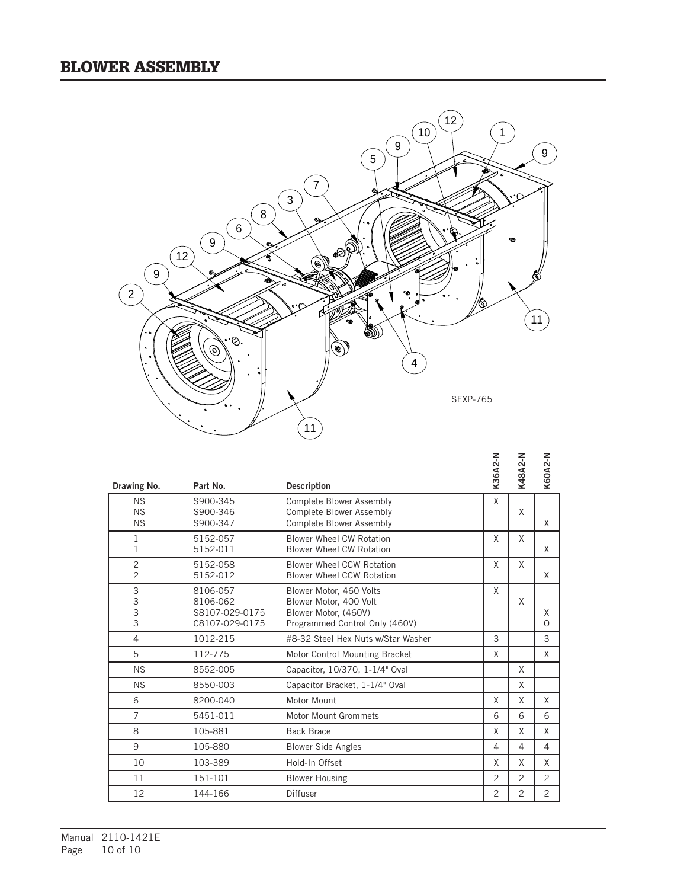# BLOWER ASSEMBLY

SEXP-765

| Drawing No. | Part No. | Description | K36A2-N | K48A2-N | K60A2-N |
|---|---|---|---|---|---|
| NS | S900-345 | Complete Blower Assembly | X | | |
| NS | S900-346 | Complete Blower Assembly | | X | |
| NS | S900-347 | Complete Blower Assembly | | | X |
| 1 | 5152-057 | Blower Wheel CW Rotation | X | X | |
| 1 | 5152-011 | Blower Wheel CW Rotation | | | X |
| 2 | 5152-058 | Blower Wheel CCW Rotation | X | X | |
| 2 | 5152-012 | Blower Wheel CCW Rotation | | | X |
| 3 | 8106-057 | Blower Motor, 460 Volts | X | | |
| 3 | 8106-062 | Blower Motor, 400 Volt | | X | |
| 3 | S8107-029-0175 | Blower Motor, (460V) | | | X |
| 3 | C8107-029-0175 | Programmed Control Only (460V) | | | O |
| 4 | 1012-215 | #8-32 Steel Hex Nuts w/Star Washer | 3 | | 3 |
| 5 | 112-775 | Motor Control Mounting Bracket | X | | X |
| NS | 8552-005 | Capacitor, 10/370, 1-1/4" Oval | | X | |
| NS | 8550-003 | Capacitor Bracket, 1-1/4" Oval | | X | |
| 6 | 8200-040 | Motor Mount | X | X | X |
| 7 | 5451-011 | Motor Mount Grommets | 6 | 6 | 6 |
| 8 | 105-881 | Back Brace | X | X | X |
| 9 | 105-880 | Blower Side Angles | 4 | 4 | 4 |
| 10 | 103-389 | Hold-In Offset | X | X | X |
| 11 | 151-101 | Blower Housing | 2 | 2 | 2 |
| 12 | 144-166 | Diffuser | 2 | 2 | 2 |

Manual 2110-1421E